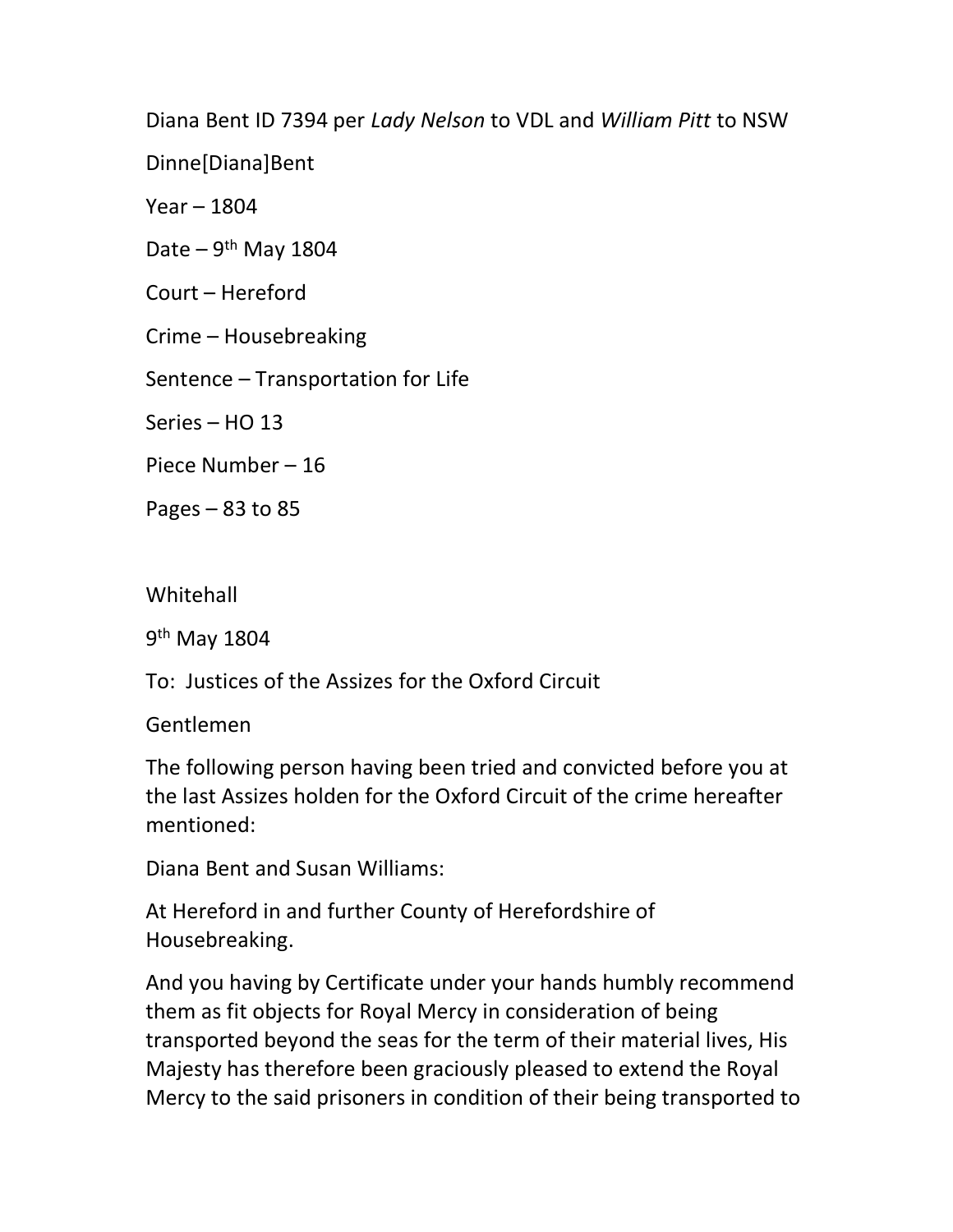Diana Bent ID 7394 per *Lady Nelson* to VDL and *William Pitt* to NSW

Dinne[Diana]Bent

Year – 1804

Date – 9th May 1804

Court – Hereford

Crime – Housebreaking

Sentence – Transportation for Life

Series – HO 13

Piece Number – 16

Pages – 83 to 85

Whitehall

9th May 1804

To: Justices of the Assizes for the Oxford Circuit

Gentlemen

The following person having been tried and convicted before you at the last Assizes holden for the Oxford Circuit of the crime hereafter mentioned:

Diana Bent and Susan Williams:

At Hereford in and further County of Herefordshire of Housebreaking.

And you having by Certificate under your hands humbly recommend them as fit objects for Royal Mercy in consideration of being transported beyond the seas for the term of their material lives, His Majesty has therefore been graciously pleased to extend the Royal Mercy to the said prisoners in condition of their being transported to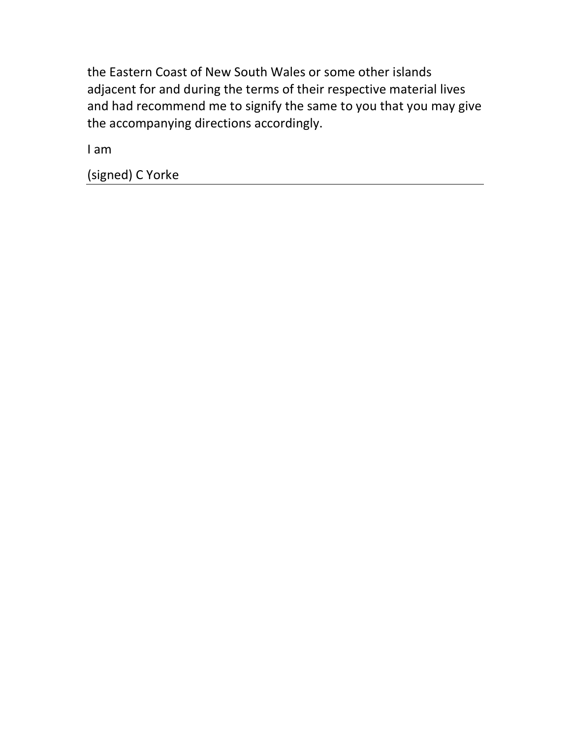the Eastern Coast of New South Wales or some other islands adjacent for and during the terms of their respective material lives and had recommend me to signify the same to you that you may give the accompanying directions accordingly.

I am

(signed) C Yorke